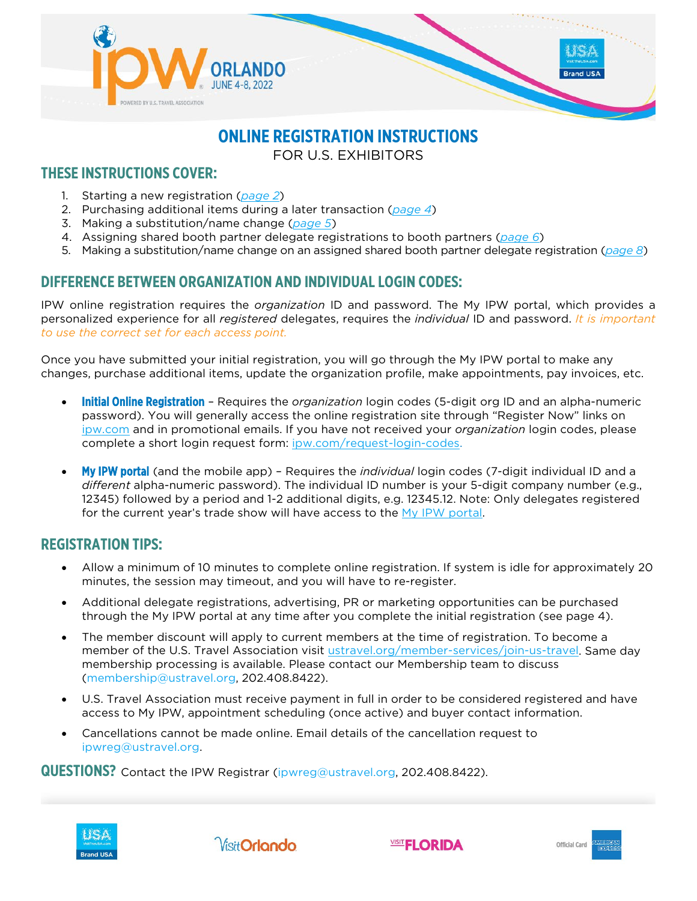# ONLINE REGISTRATION INSTRUCTIONS

FOR U.S. EXHIBITORS

## THESE INSTRUCTIONS COVER:

1. Starting a new registration (*page 2*)
2. Purchasing additional items during a later transaction (*page 4*)
3. Making a substitution/name change (*page 5*)
4. Assigning shared booth partner delegate registrations to booth partners (*page 6*)
5. Making a substitution/name change on an assigned shared booth partner delegate registration (*page 8*)

## DIFFERENCE BETWEEN ORGANIZATION AND INDIVIDUAL LOGIN CODES:

IPW online registration requires the *organization* ID and password. The My IPW portal, which provides a personalized experience for all *registered* delegates, requires the *individual* ID and password. *It is important to use the correct set for each access point.*

Once you have submitted your initial registration, you will go through the My IPW portal to make any changes, purchase additional items, update the organization profile, make appointments, pay invoices, etc.

- **Initial Online Registration** – Requires the *organization* login codes (5-digit org ID and an alpha-numeric password). You will generally access the online registration site through "Register Now" links on ipw.com and in promotional emails. If you have not received your *organization* login codes, please complete a short login request form: ipw.com/request-login-codes.
- **My IPW portal** (and the mobile app) – Requires the *individual* login codes (7-digit individual ID and a *different* alpha-numeric password). The individual ID number is your 5-digit company number (e.g., 12345) followed by a period and 1-2 additional digits, e.g. 12345.12. Note: Only delegates registered for the current year's trade show will have access to the My IPW portal.

## REGISTRATION TIPS:

- Allow a minimum of 10 minutes to complete online registration. If system is idle for approximately 20 minutes, the session may timeout, and you will have to re-register.
- Additional delegate registrations, advertising, PR or marketing opportunities can be purchased through the My IPW portal at any time after you complete the initial registration (see page 4).
- The member discount will apply to current members at the time of registration. To become a member of the U.S. Travel Association visit ustravel.org/member-services/join-us-travel. Same day membership processing is available. Please contact our Membership team to discuss (membership@ustravel.org, 202.408.8422).
- U.S. Travel Association must receive payment in full in order to be considered registered and have access to My IPW, appointment scheduling (once active) and buyer contact information.
- Cancellations cannot be made online. Email details of the cancellation request to ipwreg@ustravel.org.

**QUESTIONS?** Contact the IPW Registrar (ipwreg@ustravel.org, 202.408.8422).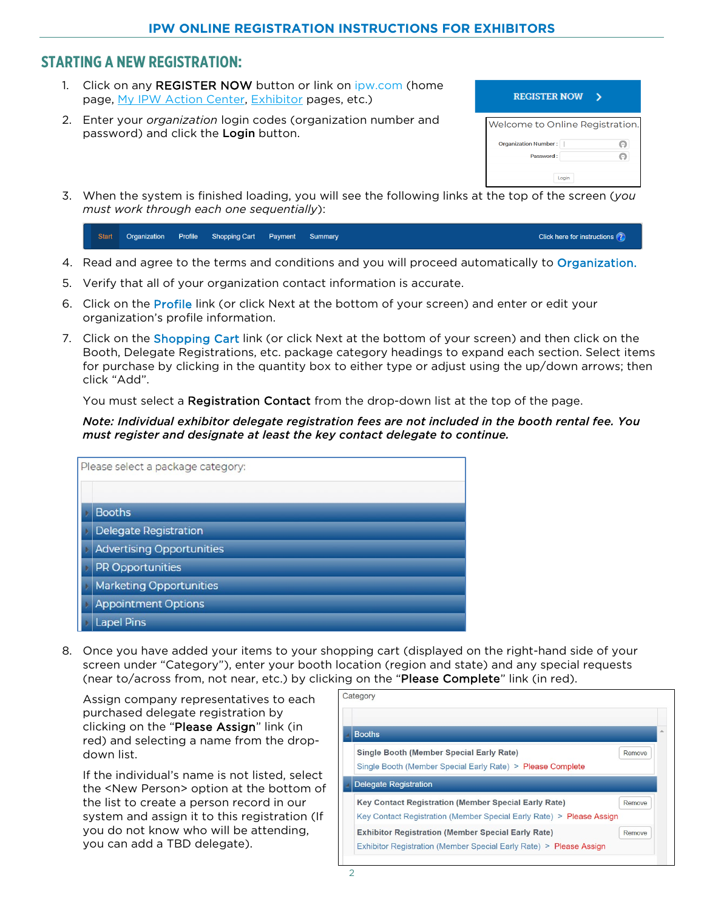## STARTING A NEW REGISTRATION:

1. Click on any **REGISTER NOW** button or link on ipw.com (home page, My IPW Action Center, Exhibitor pages, etc.)
2. Enter your *organization* login codes (organization number and password) and click the **Login** button.
3. When the system is finished loading, you will see the following links at the top of the screen (*you must work through each one sequentially*):
4. Read and agree to the terms and conditions and you will proceed automatically to **Organization.**
5. Verify that all of your organization contact information is accurate.
6. Click on the **Profile** link (or click Next at the bottom of your screen) and enter or edit your organization's profile information.
7. Click on the **Shopping Cart** link (or click Next at the bottom of your screen) and then click on the Booth, Delegate Registrations, etc. package category headings to expand each section. Select items for purchase by clicking in the quantity box to either type or adjust using the up/down arrows; then click "Add".

   You must select a **Registration Contact** from the drop-down list at the top of the page.

   ***Note: Individual exhibitor delegate registration fees are not included in the booth rental fee. You must register and designate at least the key contact delegate to continue.***

8. Once you have added your items to your shopping cart (displayed on the right-hand side of your screen under "Category"), enter your booth location (region and state) and any special requests (near to/across from, not near, etc.) by clicking on the "**Please Complete**" link (in red).

   Assign company representatives to each purchased delegate registration by clicking on the "**Please Assign**" link (in red) and selecting a name from the drop-down list.

   If the individual's name is not listed, select the <New Person> option at the bottom of the list to create a person record in our system and assign it to this registration (If you do not know who will be attending, you can add a TBD delegate).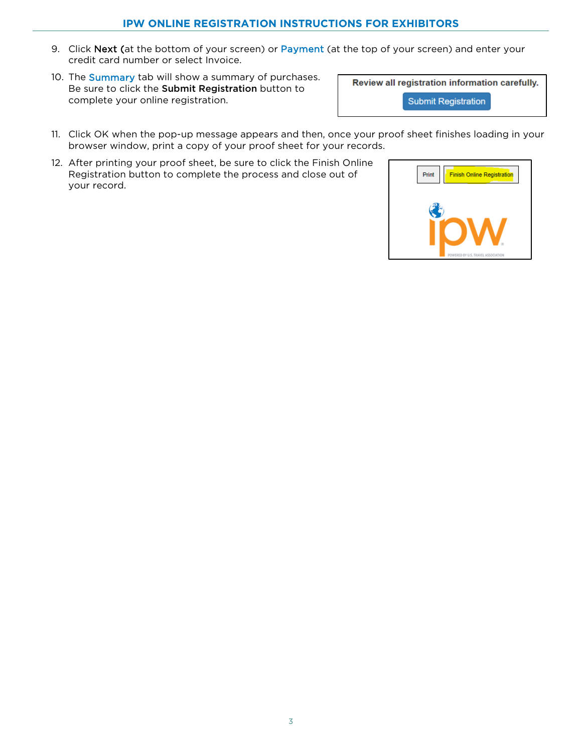9. Click **Next** (at the bottom of your screen) or Payment (at the top of your screen) and enter your credit card number or select Invoice.
10. The Summary tab will show a summary of purchases. Be sure to click the **Submit Registration** button to complete your online registration.
11. Click OK when the pop-up message appears and then, once your proof sheet finishes loading in your browser window, print a copy of your proof sheet for your records.
12. After printing your proof sheet, be sure to click the Finish Online Registration button to complete the process and close out of your record.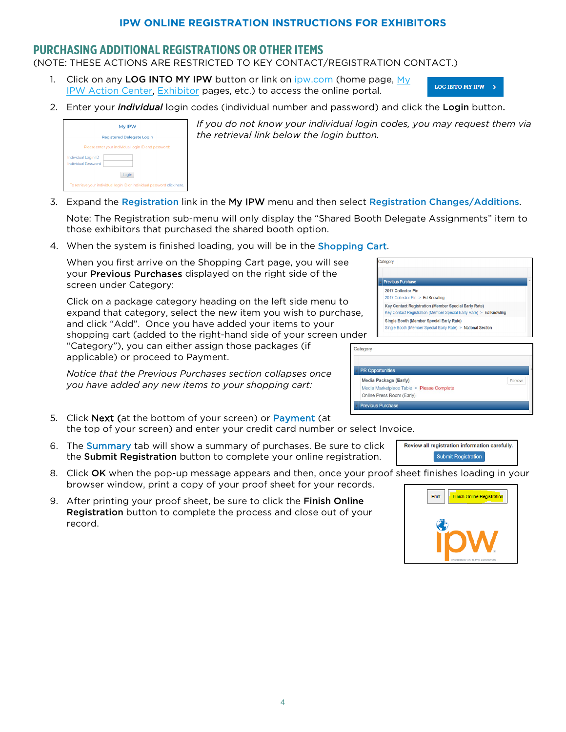## PURCHASING ADDITIONAL REGISTRATIONS OR OTHER ITEMS

(NOTE: THESE ACTIONS ARE RESTRICTED TO KEY CONTACT/REGISTRATION CONTACT.)

1. Click on any **LOG INTO MY IPW** button or link on ipw.com (home page, My IPW Action Center, Exhibitor pages, etc.) to access the online portal.
2. Enter your ***individual*** login codes (individual number and password) and click the **Login** button.

   *If you do not know your individual login codes, you may request them via the retrieval link below the login button.*

3. Expand the Registration link in the **My IPW** menu and then select Registration Changes/Additions.

   Note: The Registration sub-menu will only display the "Shared Booth Delegate Assignments" item to those exhibitors that purchased the shared booth option.

4. When the system is finished loading, you will be in the Shopping Cart.

   When you first arrive on the Shopping Cart page, you will see your **Previous Purchases** displayed on the right side of the screen under Category:

   Click on a package category heading on the left side menu to expand that category, select the new item you wish to purchase, and click "Add". Once you have added your items to your shopping cart (added to the right-hand side of your screen under "Category"), you can either assign those packages (if applicable) or proceed to Payment.

   *Notice that the Previous Purchases section collapses once you have added any new items to your shopping cart:*

5. Click **Next** (at the bottom of your screen) or Payment (at the top of your screen) and enter your credit card number or select Invoice.
6. The Summary tab will show a summary of purchases. Be sure to click the **Submit Registration** button to complete your online registration.
8. Click **OK** when the pop-up message appears and then, once your proof sheet finishes loading in your browser window, print a copy of your proof sheet for your records.
9. After printing your proof sheet, be sure to click the **Finish Online Registration** button to complete the process and close out of your record.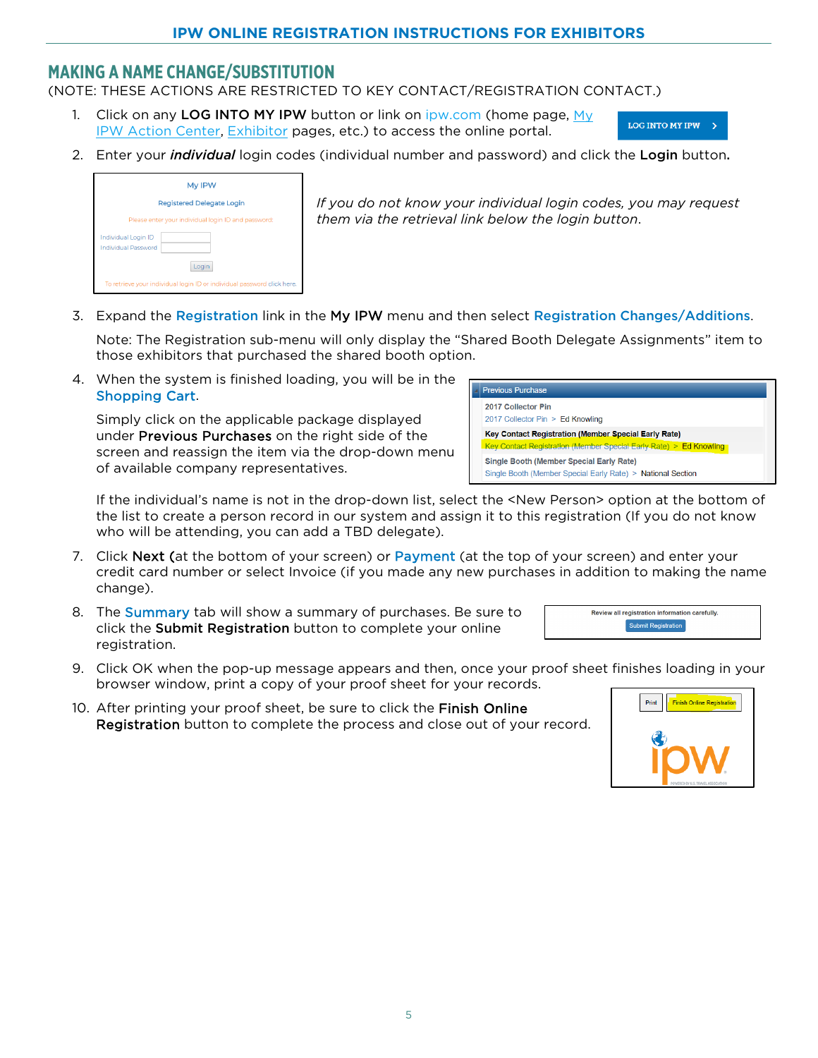## MAKING A NAME CHANGE/SUBSTITUTION

(NOTE: THESE ACTIONS ARE RESTRICTED TO KEY CONTACT/REGISTRATION CONTACT.)

1. Click on any **LOG INTO MY IPW** button or link on ipw.com (home page, My IPW Action Center, Exhibitor pages, etc.) to access the online portal.

2. Enter your ***individual*** login codes (individual number and password) and click the **Login** button.

   *If you do not know your individual login codes, you may request them via the retrieval link below the login button.*

3. Expand the **Registration** link in the **My IPW** menu and then select **Registration Changes/Additions**.

   Note: The Registration sub-menu will only display the "Shared Booth Delegate Assignments" item to those exhibitors that purchased the shared booth option.

4. When the system is finished loading, you will be in the **Shopping Cart**.

   Simply click on the applicable package displayed under **Previous Purchases** on the right side of the screen and reassign the item via the drop-down menu of available company representatives.

   If the individual's name is not in the drop-down list, select the <New Person> option at the bottom of the list to create a person record in our system and assign it to this registration (If you do not know who will be attending, you can add a TBD delegate).

7. Click **Next** (at the bottom of your screen) or **Payment** (at the top of your screen) and enter your credit card number or select Invoice (if you made any new purchases in addition to making the name change).

8. The **Summary** tab will show a summary of purchases. Be sure to click the **Submit Registration** button to complete your online registration.

9. Click OK when the pop-up message appears and then, once your proof sheet finishes loading in your browser window, print a copy of your proof sheet for your records.

10. After printing your proof sheet, be sure to click the **Finish Online Registration** button to complete the process and close out of your record.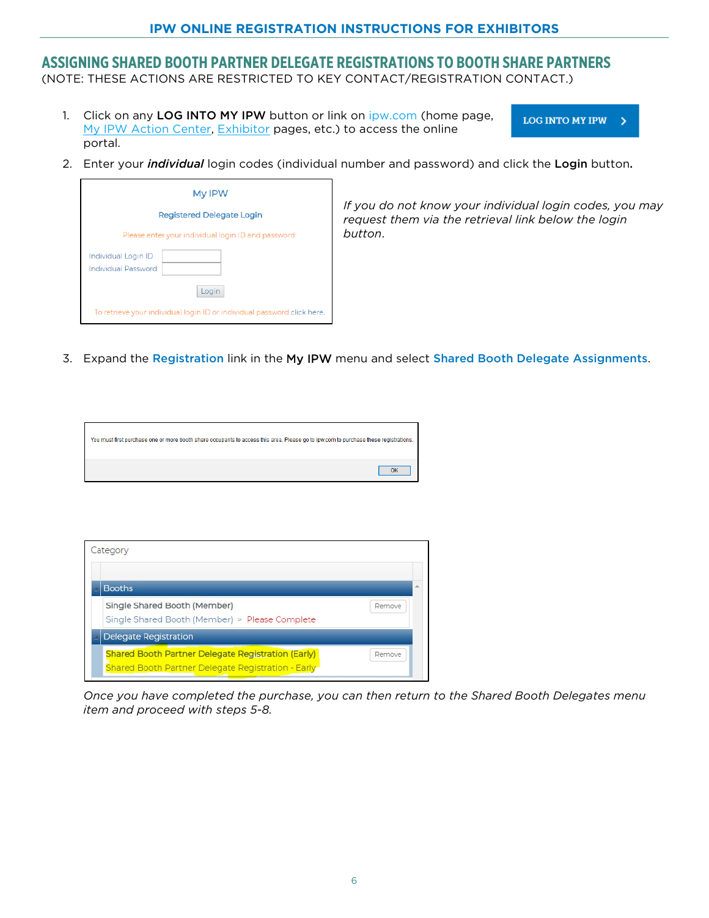## ASSIGNING SHARED BOOTH PARTNER DELEGATE REGISTRATIONS TO BOOTH SHARE PARTNERS

(NOTE: THESE ACTIONS ARE RESTRICTED TO KEY CONTACT/REGISTRATION CONTACT.)

1. Click on any **LOG INTO MY IPW** button or link on ipw.com (home page, My IPW Action Center, Exhibitor pages, etc.) to access the online portal.

   LOG INTO MY IPW

2. Enter your ***individual*** login codes (individual number and password) and click the **Login** button.

   My IPW

   Registered Delegate Login

   Please enter your individual login ID and password:

   Individual Login ID

   Individual Password

   Login

   To retrieve your individual login ID or individual password click here.

   *If you do not know your individual login codes, you may request them via the retrieval link below the login button.*

3. Expand the Registration link in the **My IPW** menu and select Shared Booth Delegate Assignments.

   You must first purchase one or more booth share occupants to access this area. Please go to ipw.com to purchase these registrations.

   OK

   Category

   Booths

   Single Shared Booth (Member) Remove

   Single Shared Booth (Member) > Please Complete

   Delegate Registration

   Shared Booth Partner Delegate Registration (Early) Remove

   Shared Booth Partner Delegate Registration - Early

   *Once you have completed the purchase, you can then return to the Shared Booth Delegates menu item and proceed with steps 5-8.*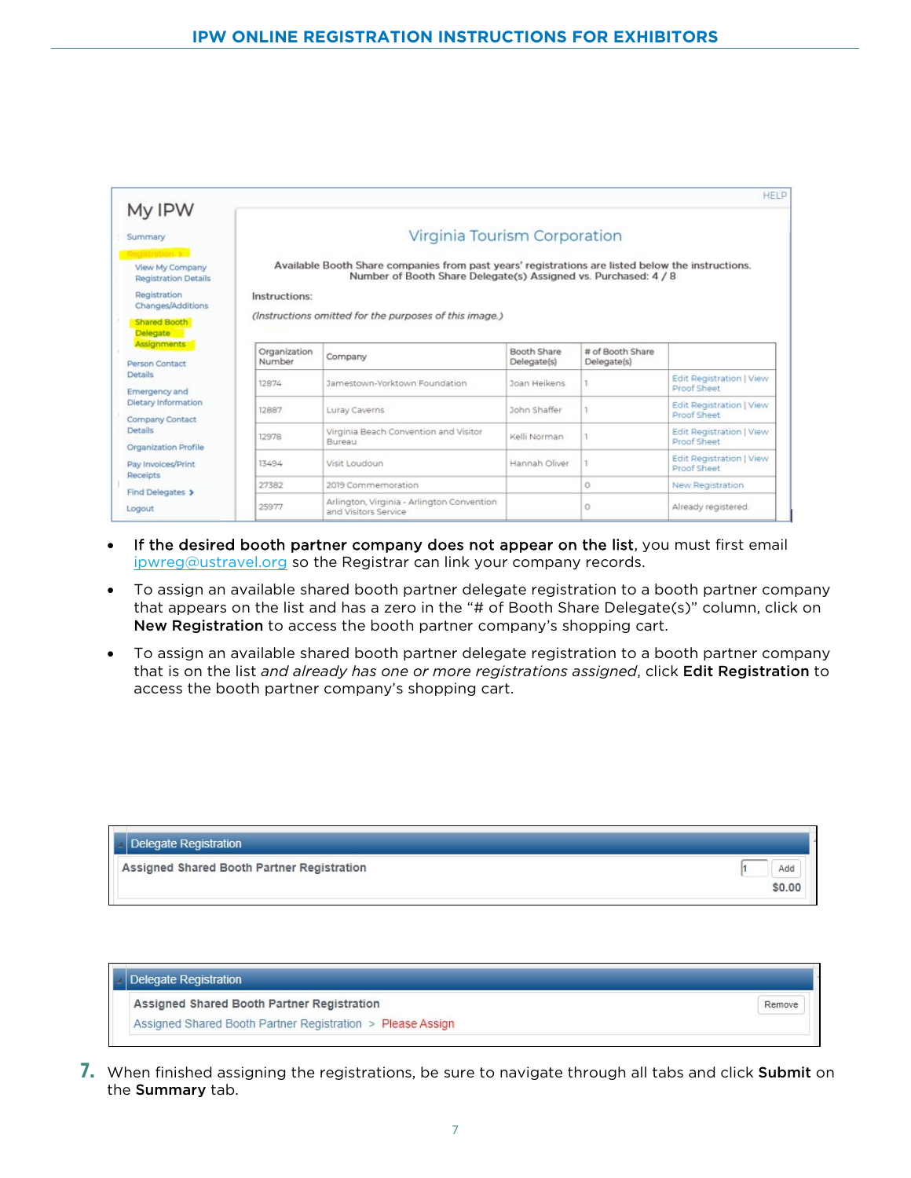My IPW

Summary
Registration >
View My Company Registration Details
Registration Changes/Additions
Shared Booth Delegate Assignments
Person Contact Details
Emergency and Dietary Information
Company Contact Details
Organization Profile
Pay Invoices/Print Receipts
Find Delegates >
Logout

HELP

Virginia Tourism Corporation

Available Booth Share companies from past years' registrations are listed below the instructions.
Number of Booth Share Delegate(s) Assigned vs. Purchased: 4 / 8

Instructions:

*(Instructions omitted for the purposes of this image.)*

| Organization Number | Company | Booth Share Delegate(s) | # of Booth Share Delegate(s) | |
|---|---|---|---|---|
| 12874 | Jamestown-Yorktown Foundation | Joan Heikens | 1 | Edit Registration \| View Proof Sheet |
| 12887 | Luray Caverns | John Shaffer | 1 | Edit Registration \| View Proof Sheet |
| 12978 | Virginia Beach Convention and Visitor Bureau | Kelli Norman | 1 | Edit Registration \| View Proof Sheet |
| 13494 | Visit Loudoun | Hannah Oliver | 1 | Edit Registration \| View Proof Sheet |
| 27382 | 2019 Commemoration | | 0 | New Registration |
| 25977 | Arlington, Virginia - Arlington Convention and Visitors Service | | 0 | Already registered. |

- **If the desired booth partner company does not appear on the list**, you must first email ipwreg@ustravel.org so the Registrar can link your company records.
- To assign an available shared booth partner delegate registration to a booth partner company that appears on the list and has a zero in the "# of Booth Share Delegate(s)" column, click on **New Registration** to access the booth partner company's shopping cart.
- To assign an available shared booth partner delegate registration to a booth partner company that is on the list *and already has one or more registrations assigned*, click **Edit Registration** to access the booth partner company's shopping cart.

Delegate Registration

Assigned Shared Booth Partner Registration — 1 — Add — $0.00

Delegate Registration

Assigned Shared Booth Partner Registration — Remove

Assigned Shared Booth Partner Registration > Please Assign

7. When finished assigning the registrations, be sure to navigate through all tabs and click **Submit** on the **Summary** tab.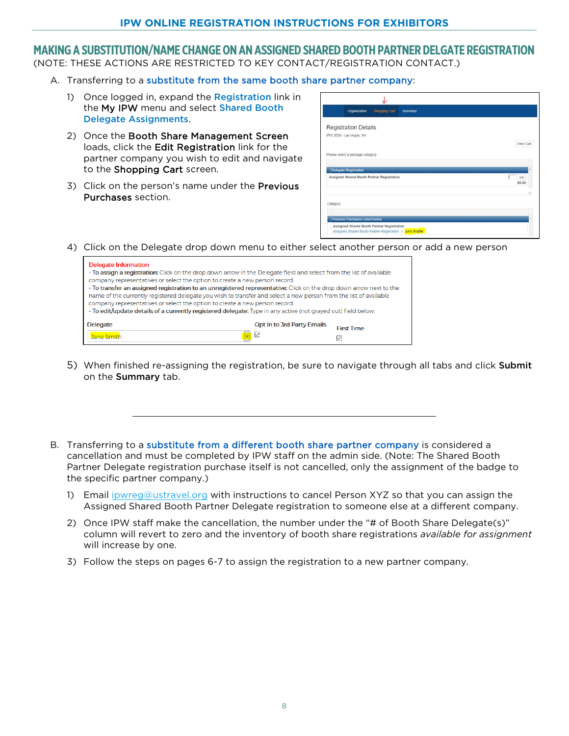## MAKING A SUBSTITUTION/NAME CHANGE ON AN ASSIGNED SHARED BOOTH PARTNER DELGATE REGISTRATION

(NOTE: THESE ACTIONS ARE RESTRICTED TO KEY CONTACT/REGISTRATION CONTACT.)

A. Transferring to a substitute from the same booth share partner company:

1) Once logged in, expand the Registration link in the **My IPW** menu and select Shared Booth Delegate Assignments.

2) Once the **Booth Share Management Screen** loads, click the **Edit Registration** link for the partner company you wish to edit and navigate to the **Shopping Cart** screen.

3) Click on the person's name under the **Previous Purchases** section.

4) Click on the Delegate drop down menu to either select another person or add a new person

5) When finished re-assigning the registration, be sure to navigate through all tabs and click **Submit** on the **Summary** tab.

---

B. Transferring to a substitute from a different booth share partner company is considered a cancellation and must be completed by IPW staff on the admin side. (Note: The Shared Booth Partner Delegate registration purchase itself is not cancelled, only the assignment of the badge to the specific partner company.)

1) Email ipwreg@ustravel.org with instructions to cancel Person XYZ so that you can assign the Assigned Shared Booth Partner Delegate registration to someone else at a different company.

2) Once IPW staff make the cancellation, the number under the "# of Booth Share Delegate(s)" column will revert to zero and the inventory of booth share registrations *available for assignment* will increase by one.

3) Follow the steps on pages 6-7 to assign the registration to a new partner company.